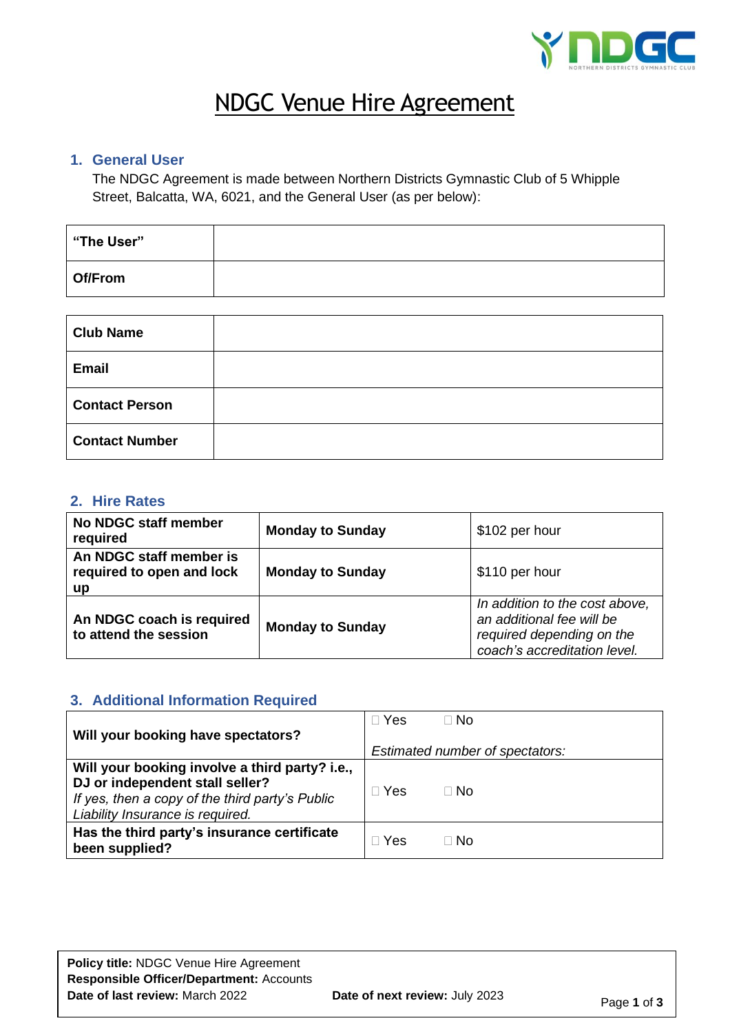# NDGC Venue Hire Agreement

## 1. General User

The NDGC Agreement is made between Northern Districts Gymnastic Club of 5 Whipple Street, Balcatta, WA, 6021, and the General User (as per below):

| **"The User"** | |
|---|---|
| **Of/From** | |

| **Club Name** | |
|---|---|
| **Email** | |
| **Contact Person** | |
| **Contact Number** | |

## 2. Hire Rates

| | | |
|---|---|---|
| **No NDGC staff member required** | **Monday to Sunday** | $102 per hour |
| **An NDGC staff member is required to open and lock up** | **Monday to Sunday** | $110 per hour |
| **An NDGC coach is required to attend the session** | **Monday to Sunday** | *In addition to the cost above, an additional fee will be required depending on the coach's accreditation level.* |

## 3. Additional Information Required

| | |
|---|---|
| **Will your booking have spectators?** | ☐ Yes ☐ No<br>*Estimated number of spectators:* |
| **Will your booking involve a third party? i.e., DJ or independent stall seller?**<br>*If yes, then a copy of the third party's Public Liability Insurance is required.* | ☐ Yes ☐ No |
| **Has the third party's insurance certificate been supplied?** | ☐ Yes ☐ No |

**Policy title:** NDGC Venue Hire Agreement
**Responsible Officer/Department:** Accounts
**Date of last review:** March 2022 **Date of next review:** July 2023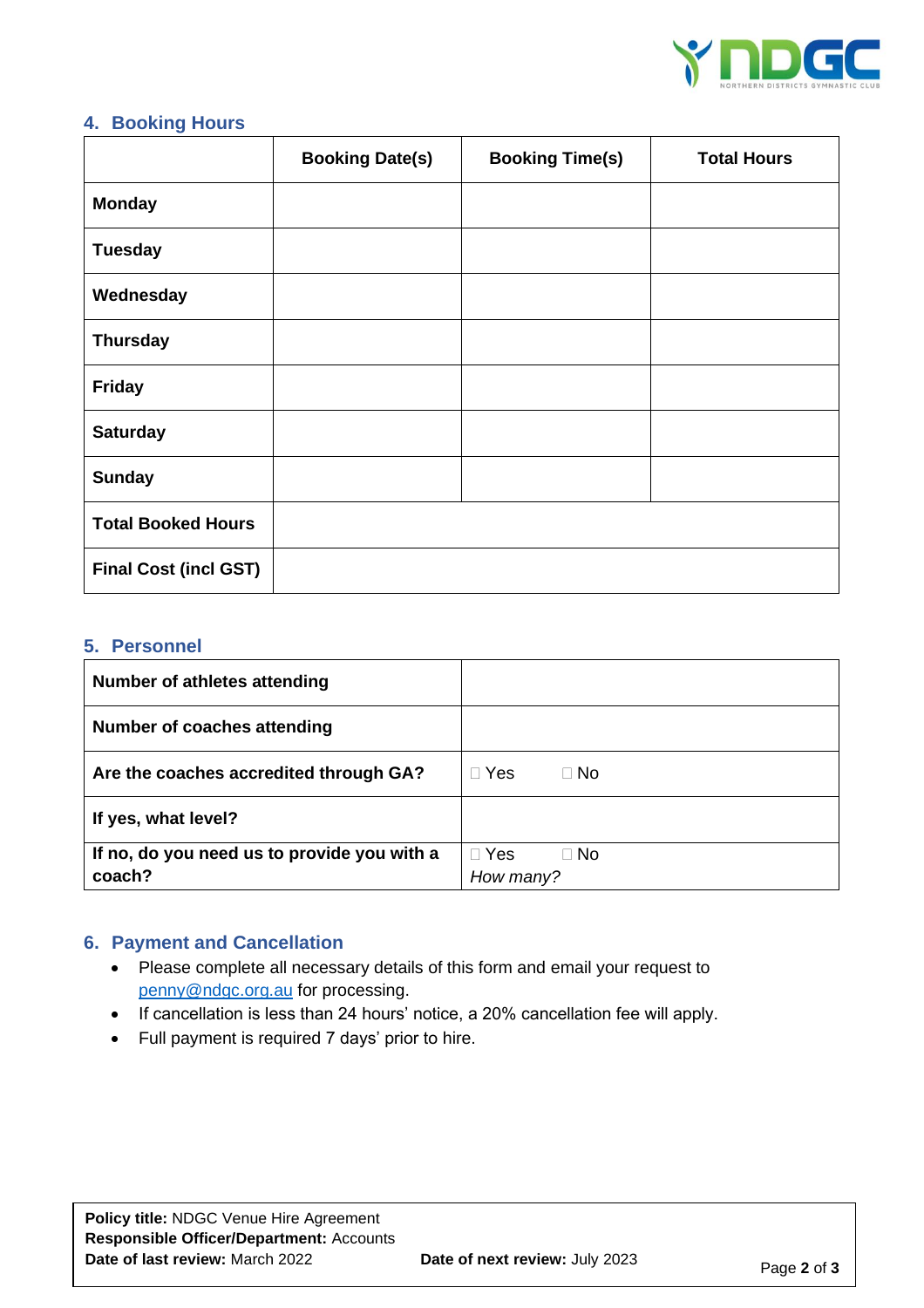## 4. Booking Hours

| | Booking Date(s) | Booking Time(s) | Total Hours |
|---|---|---|---|
| **Monday** | | | |
| **Tuesday** | | | |
| **Wednesday** | | | |
| **Thursday** | | | |
| **Friday** | | | |
| **Saturday** | | | |
| **Sunday** | | | |
| **Total Booked Hours** | | | |
| **Final Cost (incl GST)** | | | |

## 5. Personnel

| | |
|---|---|
| **Number of athletes attending** | |
| **Number of coaches attending** | |
| **Are the coaches accredited through GA?** | ☐ Yes ☐ No |
| **If yes, what level?** | |
| **If no, do you need us to provide you with a coach?** | ☐ Yes ☐ No *How many?* |

## 6. Payment and Cancellation

- Please complete all necessary details of this form and email your request to penny@ndgc.org.au for processing.
- If cancellation is less than 24 hours' notice, a 20% cancellation fee will apply.
- Full payment is required 7 days' prior to hire.

**Policy title:** NDGC Venue Hire Agreement
**Responsible Officer/Department:** Accounts
**Date of last review:** March 2022 **Date of next review:** July 2023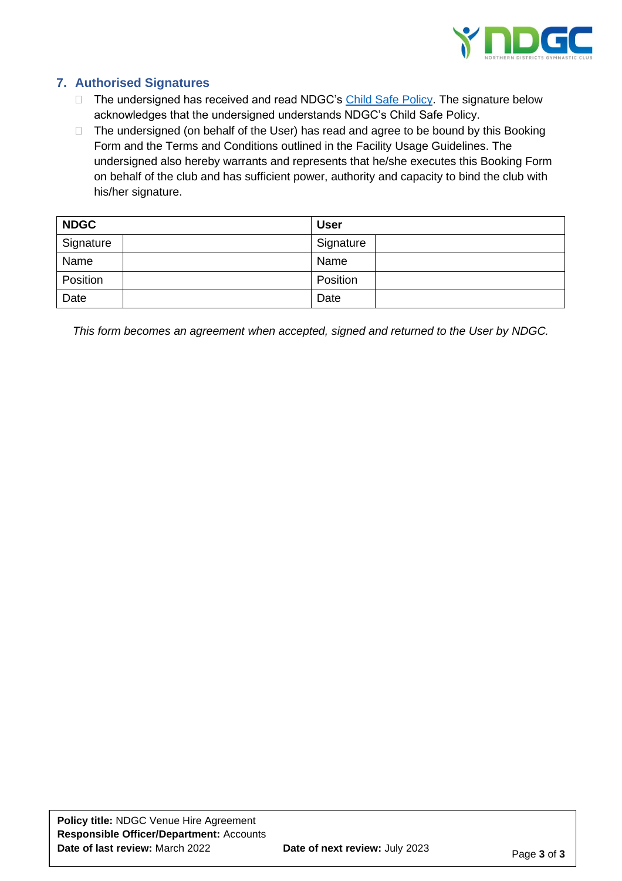## 7. Authorised Signatures

- ☐ The undersigned has received and read NDGC's [Child Safe Policy](). The signature below acknowledges that the undersigned understands NDGC's Child Safe Policy.
- ☐ The undersigned (on behalf of the User) has read and agree to be bound by this Booking Form and the Terms and Conditions outlined in the Facility Usage Guidelines. The undersigned also hereby warrants and represents that he/she executes this Booking Form on behalf of the club and has sufficient power, authority and capacity to bind the club with his/her signature.

| **NDGC** | | **User** | |
|---|---|---|---|
| Signature | | Signature | |
| Name | | Name | |
| Position | | Position | |
| Date | | Date | |

*This form becomes an agreement when accepted, signed and returned to the User by NDGC.*

**Policy title:** NDGC Venue Hire Agreement
**Responsible Officer/Department:** Accounts
**Date of last review:** March 2022 **Date of next review:** July 2023